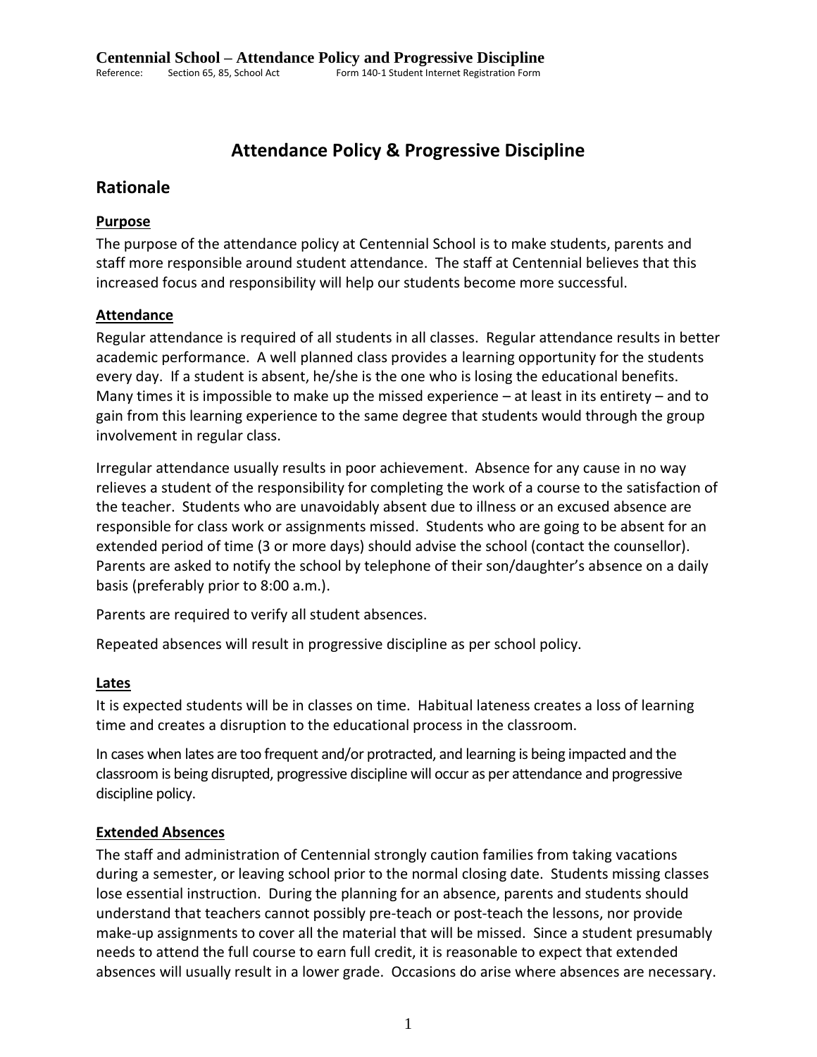**Centennial School – Attendance Policy and Progressive Discipline**
Reference: Section 65, 85, School Act Form 140-1 Student Internet Registration Form

# Attendance Policy & Progressive Discipline

## Rationale

### Purpose

The purpose of the attendance policy at Centennial School is to make students, parents and staff more responsible around student attendance. The staff at Centennial believes that this increased focus and responsibility will help our students become more successful.

### Attendance

Regular attendance is required of all students in all classes. Regular attendance results in better academic performance. A well planned class provides a learning opportunity for the students every day. If a student is absent, he/she is the one who is losing the educational benefits. Many times it is impossible to make up the missed experience – at least in its entirety – and to gain from this learning experience to the same degree that students would through the group involvement in regular class.

Irregular attendance usually results in poor achievement. Absence for any cause in no way relieves a student of the responsibility for completing the work of a course to the satisfaction of the teacher. Students who are unavoidably absent due to illness or an excused absence are responsible for class work or assignments missed. Students who are going to be absent for an extended period of time (3 or more days) should advise the school (contact the counsellor). Parents are asked to notify the school by telephone of their son/daughter's absence on a daily basis (preferably prior to 8:00 a.m.).

Parents are required to verify all student absences.

Repeated absences will result in progressive discipline as per school policy.

### Lates

It is expected students will be in classes on time. Habitual lateness creates a loss of learning time and creates a disruption to the educational process in the classroom.

In cases when lates are too frequent and/or protracted, and learning is being impacted and the classroom is being disrupted, progressive discipline will occur as per attendance and progressive discipline policy.

### Extended Absences

The staff and administration of Centennial strongly caution families from taking vacations during a semester, or leaving school prior to the normal closing date. Students missing classes lose essential instruction. During the planning for an absence, parents and students should understand that teachers cannot possibly pre-teach or post-teach the lessons, nor provide make-up assignments to cover all the material that will be missed. Since a student presumably needs to attend the full course to earn full credit, it is reasonable to expect that extended absences will usually result in a lower grade. Occasions do arise where absences are necessary.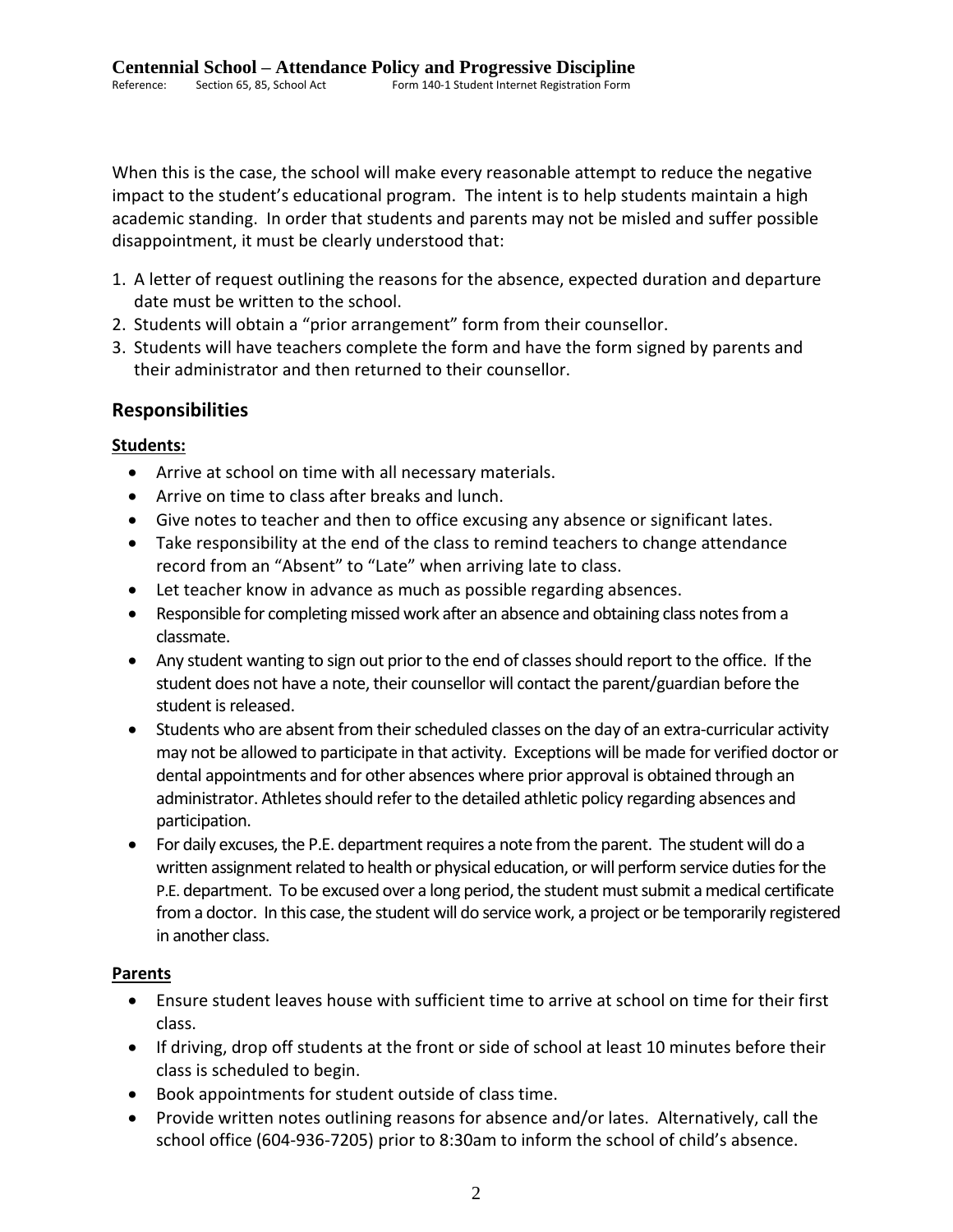When this is the case, the school will make every reasonable attempt to reduce the negative impact to the student's educational program. The intent is to help students maintain a high academic standing. In order that students and parents may not be misled and suffer possible disappointment, it must be clearly understood that:

1. A letter of request outlining the reasons for the absence, expected duration and departure date must be written to the school.
2. Students will obtain a "prior arrangement" form from their counsellor.
3. Students will have teachers complete the form and have the form signed by parents and their administrator and then returned to their counsellor.

## Responsibilities

**Students:**

- Arrive at school on time with all necessary materials.
- Arrive on time to class after breaks and lunch.
- Give notes to teacher and then to office excusing any absence or significant lates.
- Take responsibility at the end of the class to remind teachers to change attendance record from an "Absent" to "Late" when arriving late to class.
- Let teacher know in advance as much as possible regarding absences.
- Responsible for completing missed work after an absence and obtaining class notes from a classmate.
- Any student wanting to sign out prior to the end of classes should report to the office. If the student does not have a note, their counsellor will contact the parent/guardian before the student is released.
- Students who are absent from their scheduled classes on the day of an extra-curricular activity may not be allowed to participate in that activity. Exceptions will be made for verified doctor or dental appointments and for other absences where prior approval is obtained through an administrator. Athletes should refer to the detailed athletic policy regarding absences and participation.
- For daily excuses, the P.E. department requires a note from the parent. The student will do a written assignment related to health or physical education, or will perform service duties for the P.E. department. To be excused over a long period, the student must submit a medical certificate from a doctor. In this case, the student will do service work, a project or be temporarily registered in another class.

**Parents**

- Ensure student leaves house with sufficient time to arrive at school on time for their first class.
- If driving, drop off students at the front or side of school at least 10 minutes before their class is scheduled to begin.
- Book appointments for student outside of class time.
- Provide written notes outlining reasons for absence and/or lates. Alternatively, call the school office (604-936-7205) prior to 8:30am to inform the school of child's absence.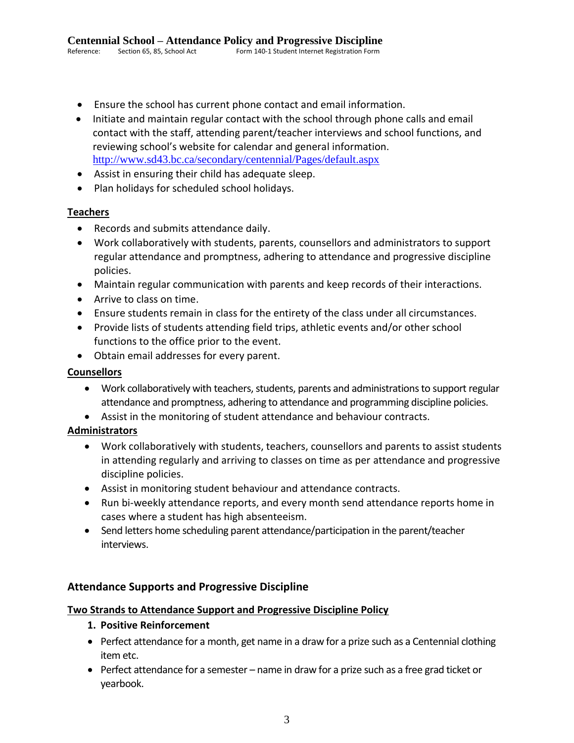- Ensure the school has current phone contact and email information.
- Initiate and maintain regular contact with the school through phone calls and email contact with the staff, attending parent/teacher interviews and school functions, and reviewing school's website for calendar and general information. http://www.sd43.bc.ca/secondary/centennial/Pages/default.aspx
- Assist in ensuring their child has adequate sleep.
- Plan holidays for scheduled school holidays.

**Teachers**

- Records and submits attendance daily.
- Work collaboratively with students, parents, counsellors and administrators to support regular attendance and promptness, adhering to attendance and progressive discipline policies.
- Maintain regular communication with parents and keep records of their interactions.
- Arrive to class on time.
- Ensure students remain in class for the entirety of the class under all circumstances.
- Provide lists of students attending field trips, athletic events and/or other school functions to the office prior to the event.
- Obtain email addresses for every parent.

**Counsellors**

- Work collaboratively with teachers, students, parents and administrations to support regular attendance and promptness, adhering to attendance and programming discipline policies.
- Assist in the monitoring of student attendance and behaviour contracts.

**Administrators**

- Work collaboratively with students, teachers, counsellors and parents to assist students in attending regularly and arriving to classes on time as per attendance and progressive discipline policies.
- Assist in monitoring student behaviour and attendance contracts.
- Run bi-weekly attendance reports, and every month send attendance reports home in cases where a student has high absenteeism.
- Send letters home scheduling parent attendance/participation in the parent/teacher interviews.

## Attendance Supports and Progressive Discipline

**Two Strands to Attendance Support and Progressive Discipline Policy**

1. **Positive Reinforcement**

- Perfect attendance for a month, get name in a draw for a prize such as a Centennial clothing item etc.
- Perfect attendance for a semester – name in draw for a prize such as a free grad ticket or yearbook.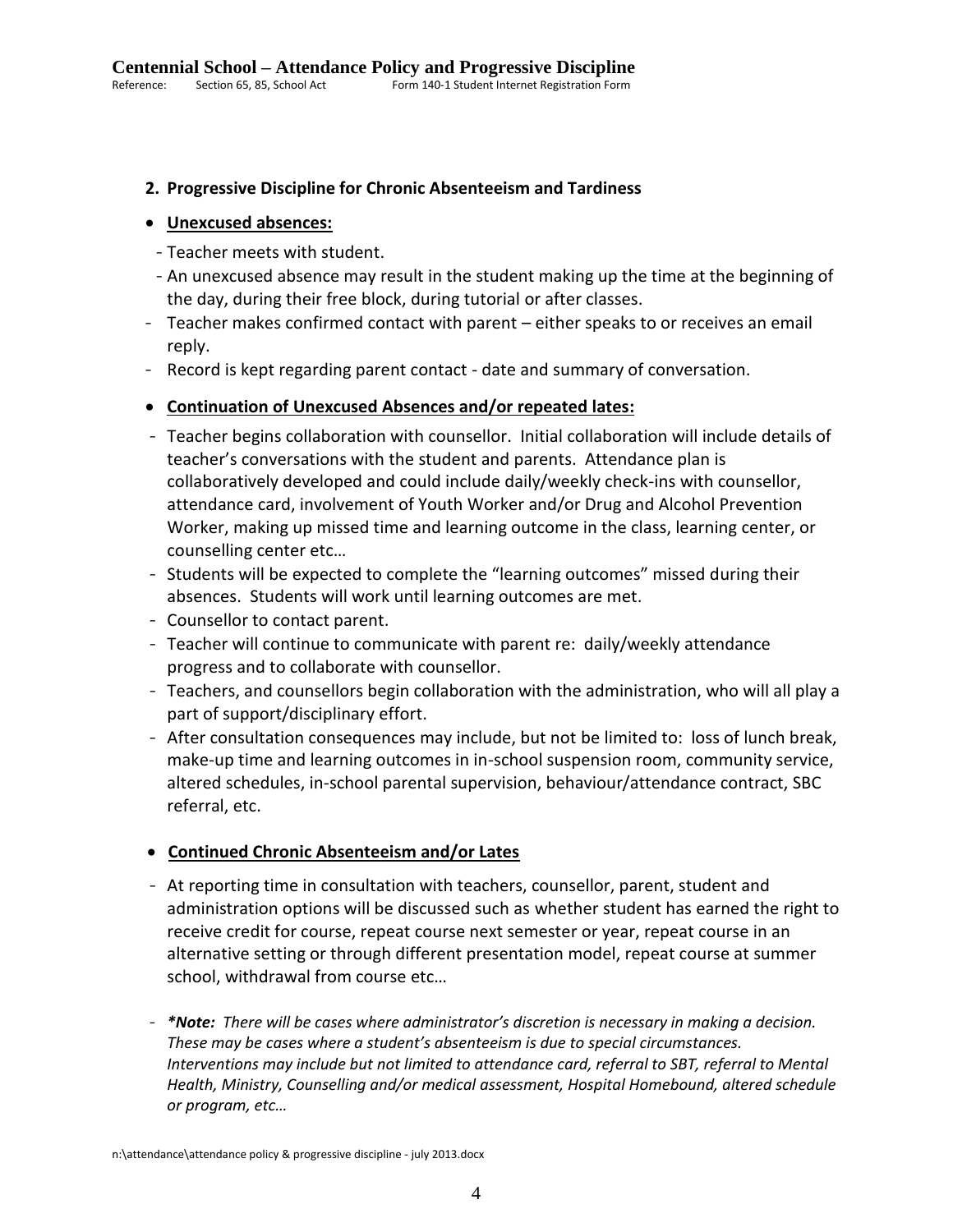**2. Progressive Discipline for Chronic Absenteeism and Tardiness**

- **Unexcused absences:**
  - Teacher meets with student.
  - An unexcused absence may result in the student making up the time at the beginning of the day, during their free block, during tutorial or after classes.
  - Teacher makes confirmed contact with parent – either speaks to or receives an email reply.
  - Record is kept regarding parent contact - date and summary of conversation.

- **Continuation of Unexcused Absences and/or repeated lates:**
  - Teacher begins collaboration with counsellor. Initial collaboration will include details of teacher's conversations with the student and parents. Attendance plan is collaboratively developed and could include daily/weekly check-ins with counsellor, attendance card, involvement of Youth Worker and/or Drug and Alcohol Prevention Worker, making up missed time and learning outcome in the class, learning center, or counselling center etc…
  - Students will be expected to complete the "learning outcomes" missed during their absences. Students will work until learning outcomes are met.
  - Counsellor to contact parent.
  - Teacher will continue to communicate with parent re: daily/weekly attendance progress and to collaborate with counsellor.
  - Teachers, and counsellors begin collaboration with the administration, who will all play a part of support/disciplinary effort.
  - After consultation consequences may include, but not be limited to: loss of lunch break, make-up time and learning outcomes in in-school suspension room, community service, altered schedules, in-school parental supervision, behaviour/attendance contract, SBC referral, etc.

- **Continued Chronic Absenteeism and/or Lates**
  - At reporting time in consultation with teachers, counsellor, parent, student and administration options will be discussed such as whether student has earned the right to receive credit for course, repeat course next semester or year, repeat course in an alternative setting or through different presentation model, repeat course at summer school, withdrawal from course etc…
  - ***Note:** There will be cases where administrator's discretion is necessary in making a decision. These may be cases where a student's absenteeism is due to special circumstances. Interventions may include but not limited to attendance card, referral to SBT, referral to Mental Health, Ministry, Counselling and/or medical assessment, Hospital Homebound, altered schedule or program, etc…*